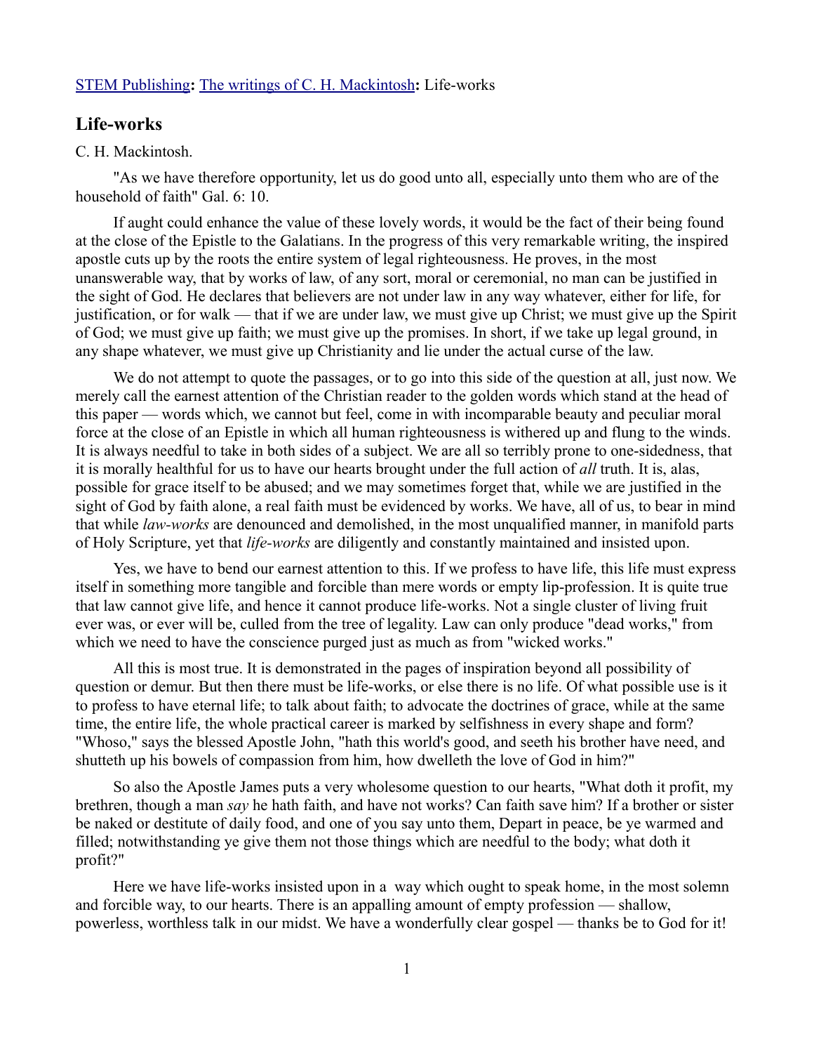STEM Publishing**:** The writings of C. H. Mackintosh**:** Life-works

## Life-works

C. H. Mackintosh.

"As we have therefore opportunity, let us do good unto all, especially unto them who are of the household of faith" Gal. 6: 10.

If aught could enhance the value of these lovely words, it would be the fact of their being found at the close of the Epistle to the Galatians. In the progress of this very remarkable writing, the inspired apostle cuts up by the roots the entire system of legal righteousness. He proves, in the most unanswerable way, that by works of law, of any sort, moral or ceremonial, no man can be justified in the sight of God. He declares that believers are not under law in any way whatever, either for life, for justification, or for walk — that if we are under law, we must give up Christ; we must give up the Spirit of God; we must give up faith; we must give up the promises. In short, if we take up legal ground, in any shape whatever, we must give up Christianity and lie under the actual curse of the law.

We do not attempt to quote the passages, or to go into this side of the question at all, just now. We merely call the earnest attention of the Christian reader to the golden words which stand at the head of this paper — words which, we cannot but feel, come in with incomparable beauty and peculiar moral force at the close of an Epistle in which all human righteousness is withered up and flung to the winds. It is always needful to take in both sides of a subject. We are all so terribly prone to one-sidedness, that it is morally healthful for us to have our hearts brought under the full action of *all* truth. It is, alas, possible for grace itself to be abused; and we may sometimes forget that, while we are justified in the sight of God by faith alone, a real faith must be evidenced by works. We have, all of us, to bear in mind that while *law-works* are denounced and demolished, in the most unqualified manner, in manifold parts of Holy Scripture, yet that *life-works* are diligently and constantly maintained and insisted upon.

Yes, we have to bend our earnest attention to this. If we profess to have life, this life must express itself in something more tangible and forcible than mere words or empty lip-profession. It is quite true that law cannot give life, and hence it cannot produce life-works. Not a single cluster of living fruit ever was, or ever will be, culled from the tree of legality. Law can only produce "dead works," from which we need to have the conscience purged just as much as from "wicked works."

All this is most true. It is demonstrated in the pages of inspiration beyond all possibility of question or demur. But then there must be life-works, or else there is no life. Of what possible use is it to profess to have eternal life; to talk about faith; to advocate the doctrines of grace, while at the same time, the entire life, the whole practical career is marked by selfishness in every shape and form? "Whoso," says the blessed Apostle John, "hath this world's good, and seeth his brother have need, and shutteth up his bowels of compassion from him, how dwelleth the love of God in him?"

So also the Apostle James puts a very wholesome question to our hearts, "What doth it profit, my brethren, though a man *say* he hath faith, and have not works? Can faith save him? If a brother or sister be naked or destitute of daily food, and one of you say unto them, Depart in peace, be ye warmed and filled; notwithstanding ye give them not those things which are needful to the body; what doth it profit?"

Here we have life-works insisted upon in a way which ought to speak home, in the most solemn and forcible way, to our hearts. There is an appalling amount of empty profession — shallow, powerless, worthless talk in our midst. We have a wonderfully clear gospel — thanks be to God for it!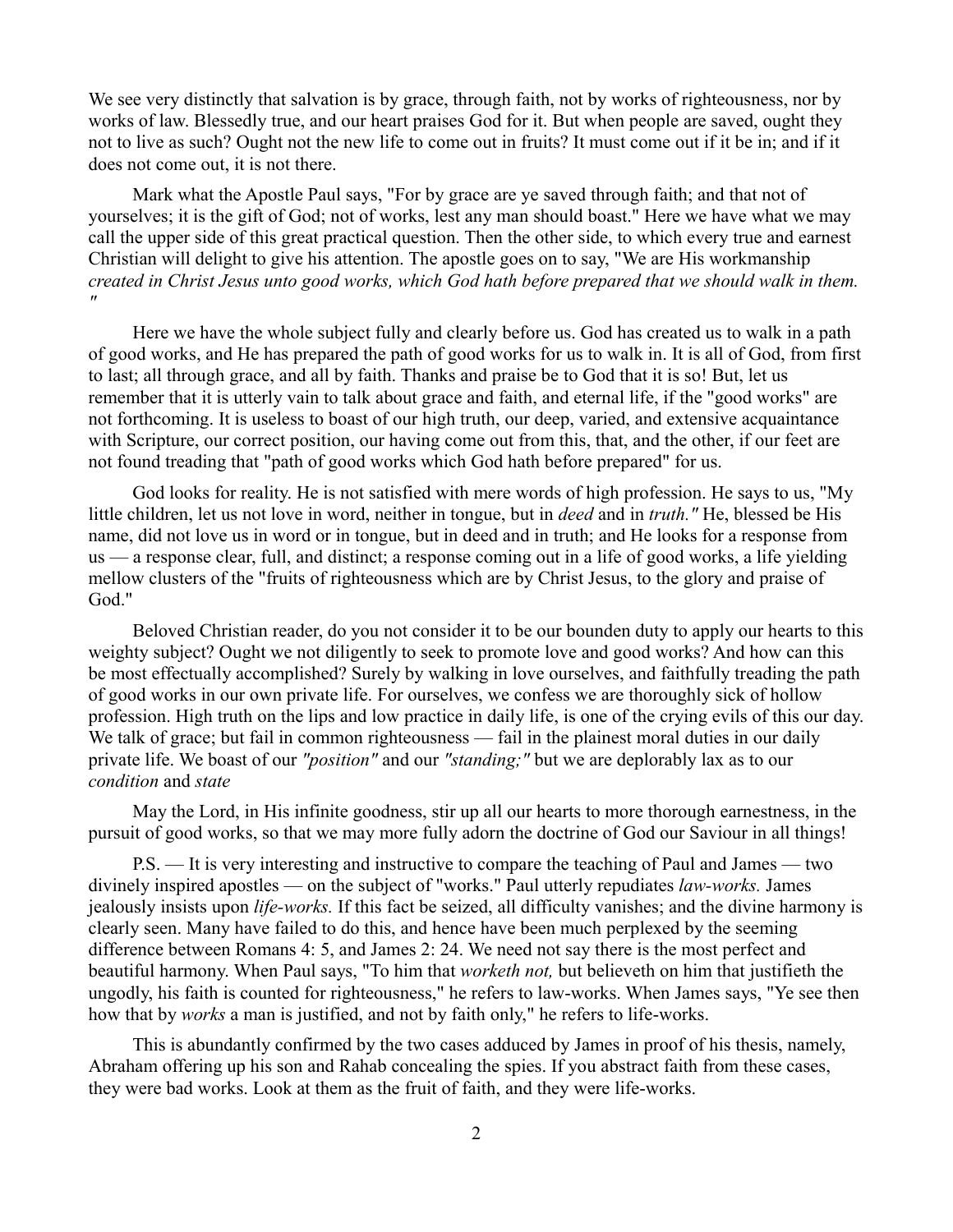We see very distinctly that salvation is by grace, through faith, not by works of righteousness, nor by works of law. Blessedly true, and our heart praises God for it. But when people are saved, ought they not to live as such? Ought not the new life to come out in fruits? It must come out if it be in; and if it does not come out, it is not there.

Mark what the Apostle Paul says, "For by grace are ye saved through faith; and that not of yourselves; it is the gift of God; not of works, lest any man should boast." Here we have what we may call the upper side of this great practical question. Then the other side, to which every true and earnest Christian will delight to give his attention. The apostle goes on to say, "We are His workmanship *created in Christ Jesus unto good works, which God hath before prepared that we should walk in them."*

Here we have the whole subject fully and clearly before us. God has created us to walk in a path of good works, and He has prepared the path of good works for us to walk in. It is all of God, from first to last; all through grace, and all by faith. Thanks and praise be to God that it is so! But, let us remember that it is utterly vain to talk about grace and faith, and eternal life, if the "good works" are not forthcoming. It is useless to boast of our high truth, our deep, varied, and extensive acquaintance with Scripture, our correct position, our having come out from this, that, and the other, if our feet are not found treading that "path of good works which God hath before prepared" for us.

God looks for reality. He is not satisfied with mere words of high profession. He says to us, "My little children, let us not love in word, neither in tongue, but in *deed* and in *truth."* He, blessed be His name, did not love us in word or in tongue, but in deed and in truth; and He looks for a response from us — a response clear, full, and distinct; a response coming out in a life of good works, a life yielding mellow clusters of the "fruits of righteousness which are by Christ Jesus, to the glory and praise of God."

Beloved Christian reader, do you not consider it to be our bounden duty to apply our hearts to this weighty subject? Ought we not diligently to seek to promote love and good works? And how can this be most effectually accomplished? Surely by walking in love ourselves, and faithfully treading the path of good works in our own private life. For ourselves, we confess we are thoroughly sick of hollow profession. High truth on the lips and low practice in daily life, is one of the crying evils of this our day. We talk of grace; but fail in common righteousness — fail in the plainest moral duties in our daily private life. We boast of our *"position"* and our *"standing;"* but we are deplorably lax as to our *condition* and *state*

May the Lord, in His infinite goodness, stir up all our hearts to more thorough earnestness, in the pursuit of good works, so that we may more fully adorn the doctrine of God our Saviour in all things!

P.S. — It is very interesting and instructive to compare the teaching of Paul and James — two divinely inspired apostles — on the subject of "works." Paul utterly repudiates *law-works.* James jealously insists upon *life-works.* If this fact be seized, all difficulty vanishes; and the divine harmony is clearly seen. Many have failed to do this, and hence have been much perplexed by the seeming difference between Romans 4: 5, and James 2: 24. We need not say there is the most perfect and beautiful harmony. When Paul says, "To him that *worketh not,* but believeth on him that justifieth the ungodly, his faith is counted for righteousness," he refers to law-works. When James says, "Ye see then how that by *works* a man is justified, and not by faith only," he refers to life-works.

This is abundantly confirmed by the two cases adduced by James in proof of his thesis, namely, Abraham offering up his son and Rahab concealing the spies. If you abstract faith from these cases, they were bad works. Look at them as the fruit of faith, and they were life-works.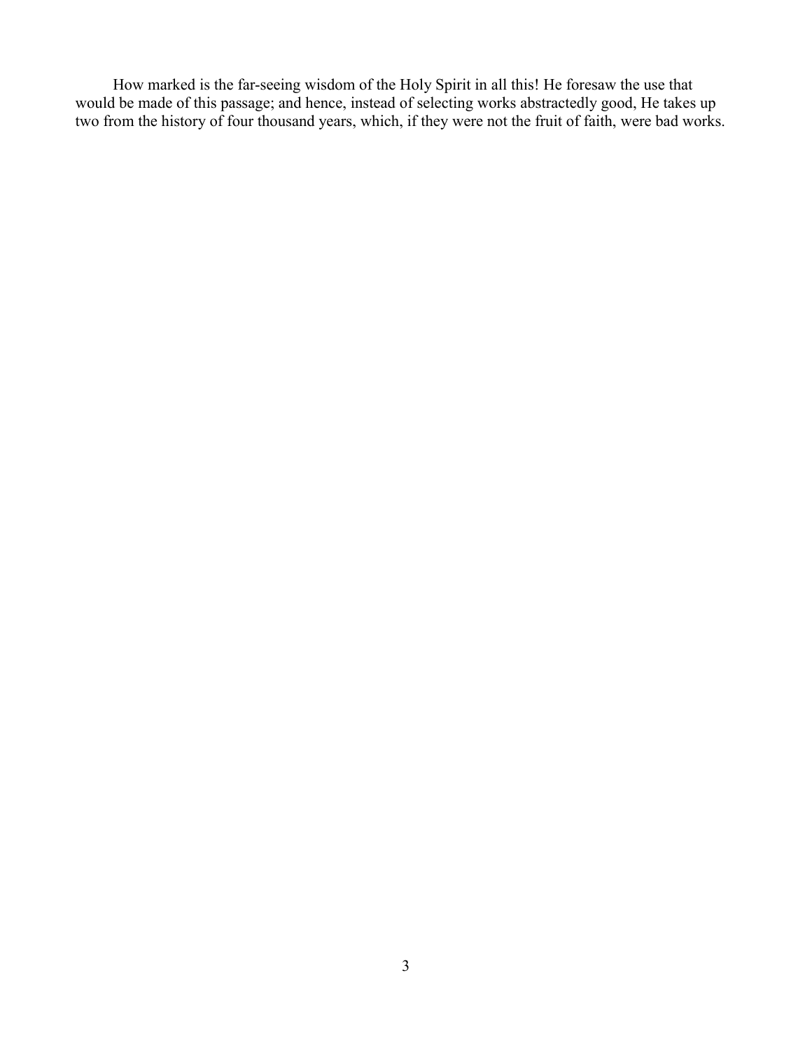How marked is the far-seeing wisdom of the Holy Spirit in all this! He foresaw the use that would be made of this passage; and hence, instead of selecting works abstractedly good, He takes up two from the history of four thousand years, which, if they were not the fruit of faith, were bad works.